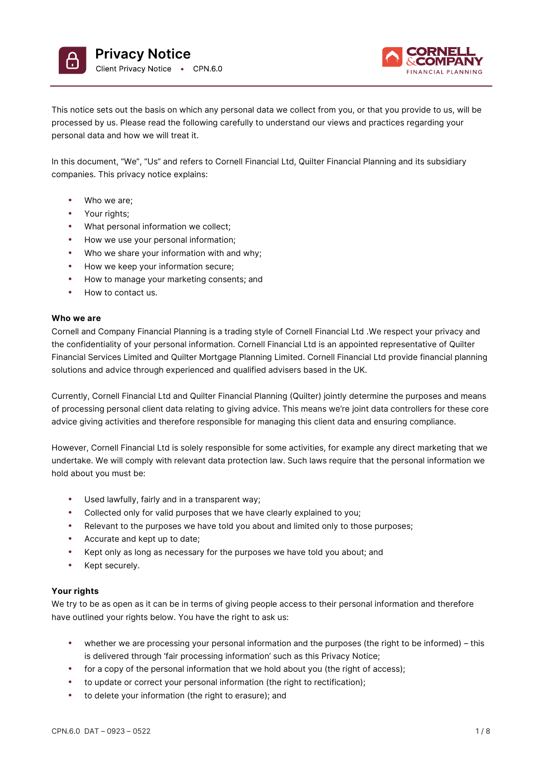# Privacy Notice

Client Privacy Notice • CPN.6.0

This notice sets out the basis on which any personal data we collect from you, or that you provide to us, will be processed by us. Please read the following carefully to understand our views and practices regarding your personal data and how we will treat it.

In this document, "We", "Us" and refers to Cornell Financial Ltd, Quilter Financial Planning and its subsidiary companies. This privacy notice explains:

- Who we are;
- Your rights;
- What personal information we collect;
- How we use your personal information;
- Who we share your information with and why;
- How we keep your information secure;
- How to manage your marketing consents; and
- How to contact us.

**Who we are**

Cornell and Company Financial Planning is a trading style of Cornell Financial Ltd .We respect your privacy and the confidentiality of your personal information. Cornell Financial Ltd is an appointed representative of Quilter Financial Services Limited and Quilter Mortgage Planning Limited. Cornell Financial Ltd provide financial planning solutions and advice through experienced and qualified advisers based in the UK.

Currently, Cornell Financial Ltd and Quilter Financial Planning (Quilter) jointly determine the purposes and means of processing personal client data relating to giving advice. This means we're joint data controllers for these core advice giving activities and therefore responsible for managing this client data and ensuring compliance.

However, Cornell Financial Ltd is solely responsible for some activities, for example any direct marketing that we undertake. We will comply with relevant data protection law. Such laws require that the personal information we hold about you must be:

- Used lawfully, fairly and in a transparent way;
- Collected only for valid purposes that we have clearly explained to you;
- Relevant to the purposes we have told you about and limited only to those purposes;
- Accurate and kept up to date;
- Kept only as long as necessary for the purposes we have told you about; and
- Kept securely.

**Your rights**

We try to be as open as it can be in terms of giving people access to their personal information and therefore have outlined your rights below. You have the right to ask us:

- whether we are processing your personal information and the purposes (the right to be informed) – this is delivered through 'fair processing information' such as this Privacy Notice;
- for a copy of the personal information that we hold about you (the right of access);
- to update or correct your personal information (the right to rectification);
- to delete your information (the right to erasure); and

CPN.6.0 DAT – 0923 – 0522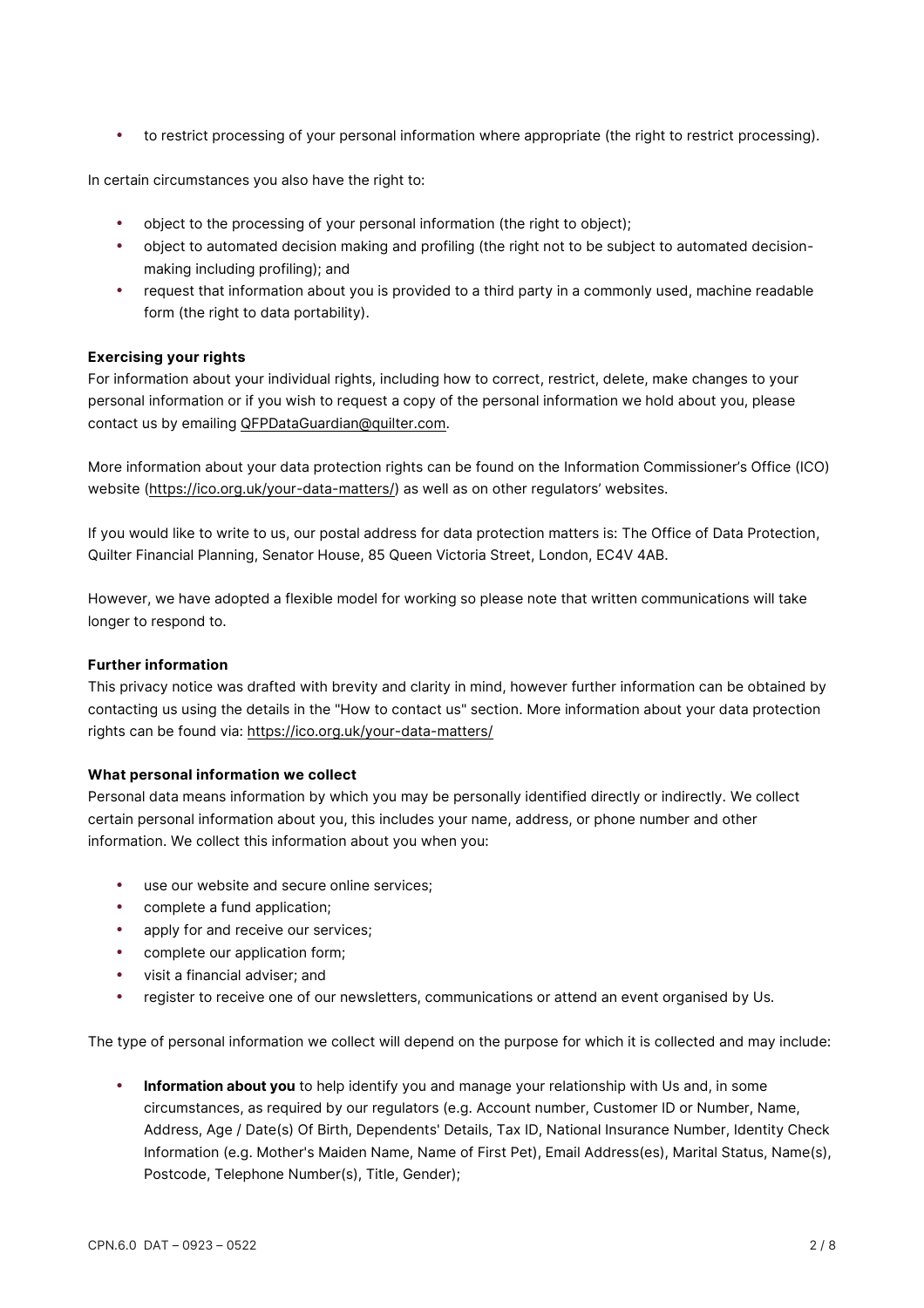- to restrict processing of your personal information where appropriate (the right to restrict processing).

In certain circumstances you also have the right to:

- object to the processing of your personal information (the right to object);
- object to automated decision making and profiling (the right not to be subject to automated decision-making including profiling); and
- request that information about you is provided to a third party in a commonly used, machine readable form (the right to data portability).

**Exercising your rights**

For information about your individual rights, including how to correct, restrict, delete, make changes to your personal information or if you wish to request a copy of the personal information we hold about you, please contact us by emailing QFPDataGuardian@quilter.com.

More information about your data protection rights can be found on the Information Commissioner's Office (ICO) website (https://ico.org.uk/your-data-matters/) as well as on other regulators' websites.

If you would like to write to us, our postal address for data protection matters is: The Office of Data Protection, Quilter Financial Planning, Senator House, 85 Queen Victoria Street, London, EC4V 4AB.

However, we have adopted a flexible model for working so please note that written communications will take longer to respond to.

**Further information**

This privacy notice was drafted with brevity and clarity in mind, however further information can be obtained by contacting us using the details in the "How to contact us" section. More information about your data protection rights can be found via: https://ico.org.uk/your-data-matters/

**What personal information we collect**

Personal data means information by which you may be personally identified directly or indirectly. We collect certain personal information about you, this includes your name, address, or phone number and other information. We collect this information about you when you:

- use our website and secure online services;
- complete a fund application;
- apply for and receive our services;
- complete our application form;
- visit a financial adviser; and
- register to receive one of our newsletters, communications or attend an event organised by Us.

The type of personal information we collect will depend on the purpose for which it is collected and may include:

- **Information about you** to help identify you and manage your relationship with Us and, in some circumstances, as required by our regulators (e.g. Account number, Customer ID or Number, Name, Address, Age / Date(s) Of Birth, Dependents' Details, Tax ID, National Insurance Number, Identity Check Information (e.g. Mother's Maiden Name, Name of First Pet), Email Address(es), Marital Status, Name(s), Postcode, Telephone Number(s), Title, Gender);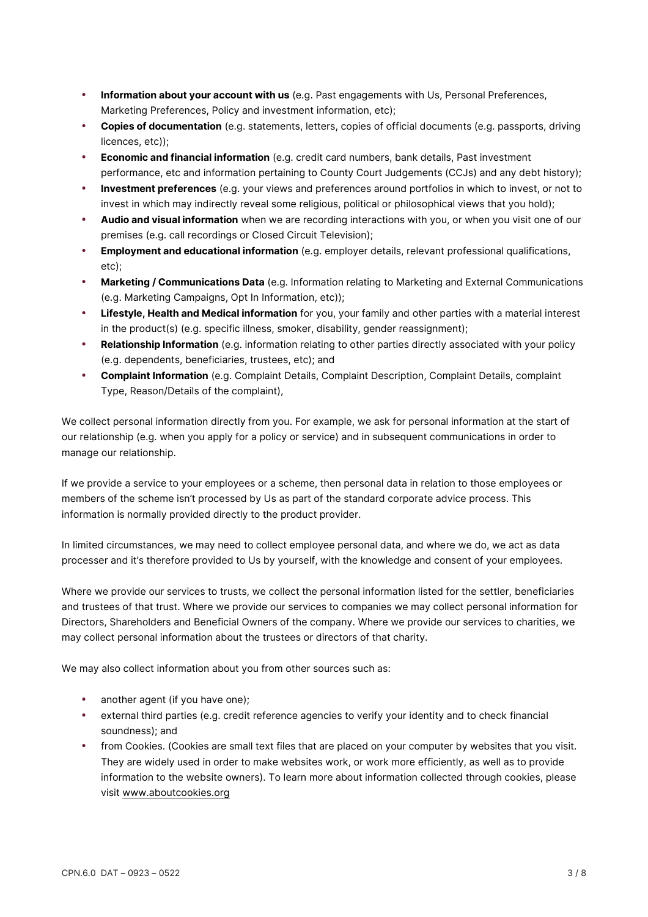- **Information about your account with us** (e.g. Past engagements with Us, Personal Preferences, Marketing Preferences, Policy and investment information, etc);
- **Copies of documentation** (e.g. statements, letters, copies of official documents (e.g. passports, driving licences, etc));
- **Economic and financial information** (e.g. credit card numbers, bank details, Past investment performance, etc and information pertaining to County Court Judgements (CCJs) and any debt history);
- **Investment preferences** (e.g. your views and preferences around portfolios in which to invest, or not to invest in which may indirectly reveal some religious, political or philosophical views that you hold);
- **Audio and visual information** when we are recording interactions with you, or when you visit one of our premises (e.g. call recordings or Closed Circuit Television);
- **Employment and educational information** (e.g. employer details, relevant professional qualifications, etc);
- **Marketing / Communications Data** (e.g. Information relating to Marketing and External Communications (e.g. Marketing Campaigns, Opt In Information, etc));
- **Lifestyle, Health and Medical information** for you, your family and other parties with a material interest in the product(s) (e.g. specific illness, smoker, disability, gender reassignment);
- **Relationship Information** (e.g. information relating to other parties directly associated with your policy (e.g. dependents, beneficiaries, trustees, etc); and
- **Complaint Information** (e.g. Complaint Details, Complaint Description, Complaint Details, complaint Type, Reason/Details of the complaint),

We collect personal information directly from you. For example, we ask for personal information at the start of our relationship (e.g. when you apply for a policy or service) and in subsequent communications in order to manage our relationship.

If we provide a service to your employees or a scheme, then personal data in relation to those employees or members of the scheme isn't processed by Us as part of the standard corporate advice process. This information is normally provided directly to the product provider.

In limited circumstances, we may need to collect employee personal data, and where we do, we act as data processer and it's therefore provided to Us by yourself, with the knowledge and consent of your employees.

Where we provide our services to trusts, we collect the personal information listed for the settler, beneficiaries and trustees of that trust. Where we provide our services to companies we may collect personal information for Directors, Shareholders and Beneficial Owners of the company. Where we provide our services to charities, we may collect personal information about the trustees or directors of that charity.

We may also collect information about you from other sources such as:

- another agent (if you have one);
- external third parties (e.g. credit reference agencies to verify your identity and to check financial soundness); and
- from Cookies. (Cookies are small text files that are placed on your computer by websites that you visit. They are widely used in order to make websites work, or work more efficiently, as well as to provide information to the website owners). To learn more about information collected through cookies, please visit www.aboutcookies.org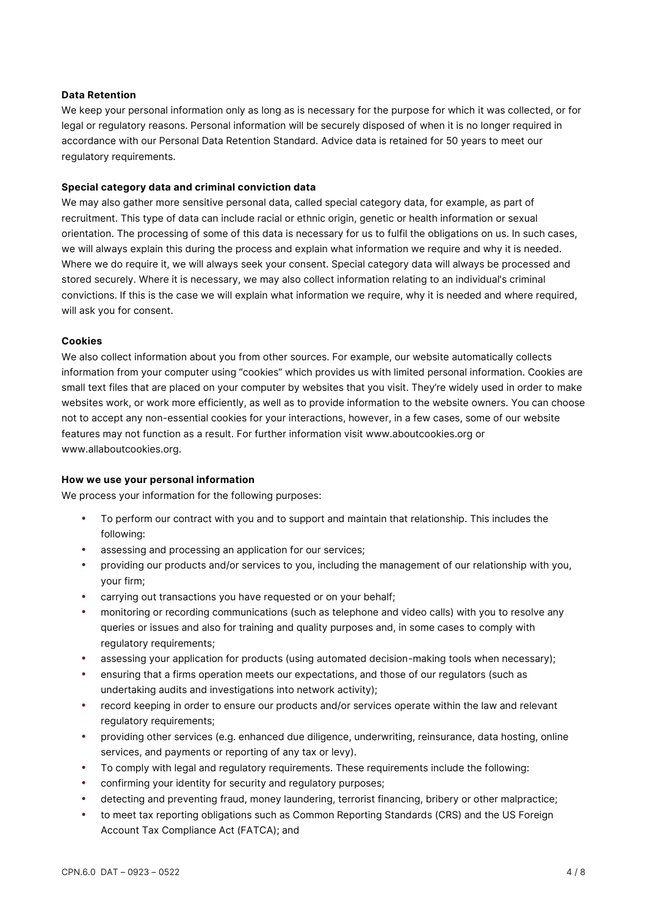**Data Retention**

We keep your personal information only as long as is necessary for the purpose for which it was collected, or for legal or regulatory reasons. Personal information will be securely disposed of when it is no longer required in accordance with our Personal Data Retention Standard. Advice data is retained for 50 years to meet our regulatory requirements.

**Special category data and criminal conviction data**

We may also gather more sensitive personal data, called special category data, for example, as part of recruitment. This type of data can include racial or ethnic origin, genetic or health information or sexual orientation. The processing of some of this data is necessary for us to fulfil the obligations on us. In such cases, we will always explain this during the process and explain what information we require and why it is needed. Where we do require it, we will always seek your consent. Special category data will always be processed and stored securely. Where it is necessary, we may also collect information relating to an individual's criminal convictions. If this is the case we will explain what information we require, why it is needed and where required, will ask you for consent.

**Cookies**

We also collect information about you from other sources. For example, our website automatically collects information from your computer using "cookies" which provides us with limited personal information. Cookies are small text files that are placed on your computer by websites that you visit. They're widely used in order to make websites work, or work more efficiently, as well as to provide information to the website owners. You can choose not to accept any non-essential cookies for your interactions, however, in a few cases, some of our website features may not function as a result. For further information visit www.aboutcookies.org or www.allaboutcookies.org.

**How we use your personal information**

We process your information for the following purposes:

- To perform our contract with you and to support and maintain that relationship. This includes the following:
- assessing and processing an application for our services;
- providing our products and/or services to you, including the management of our relationship with you, your firm;
- carrying out transactions you have requested or on your behalf;
- monitoring or recording communications (such as telephone and video calls) with you to resolve any queries or issues and also for training and quality purposes and, in some cases to comply with regulatory requirements;
- assessing your application for products (using automated decision-making tools when necessary);
- ensuring that a firms operation meets our expectations, and those of our regulators (such as undertaking audits and investigations into network activity);
- record keeping in order to ensure our products and/or services operate within the law and relevant regulatory requirements;
- providing other services (e.g. enhanced due diligence, underwriting, reinsurance, data hosting, online services, and payments or reporting of any tax or levy).
- To comply with legal and regulatory requirements. These requirements include the following:
- confirming your identity for security and regulatory purposes;
- detecting and preventing fraud, money laundering, terrorist financing, bribery or other malpractice;
- to meet tax reporting obligations such as Common Reporting Standards (CRS) and the US Foreign Account Tax Compliance Act (FATCA); and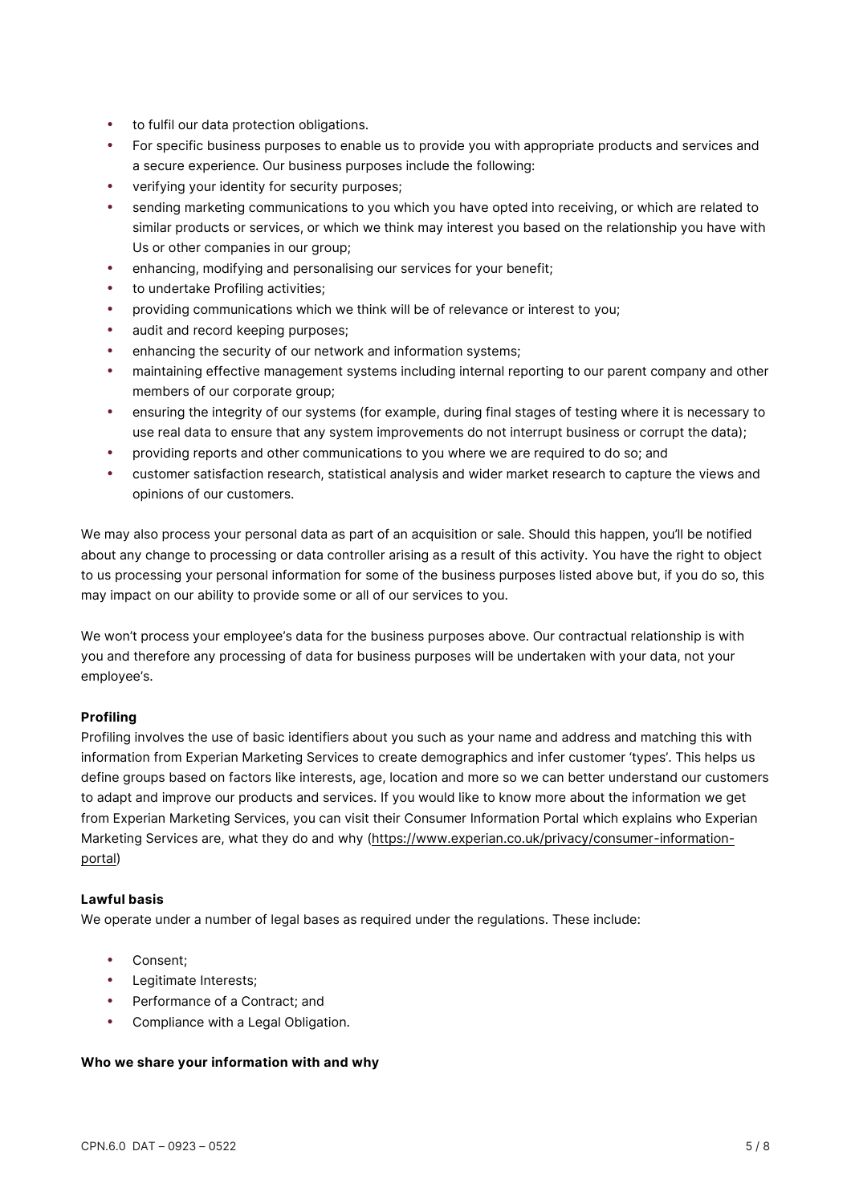- to fulfil our data protection obligations.
- For specific business purposes to enable us to provide you with appropriate products and services and a secure experience. Our business purposes include the following:
- verifying your identity for security purposes;
- sending marketing communications to you which you have opted into receiving, or which are related to similar products or services, or which we think may interest you based on the relationship you have with Us or other companies in our group;
- enhancing, modifying and personalising our services for your benefit;
- to undertake Profiling activities;
- providing communications which we think will be of relevance or interest to you;
- audit and record keeping purposes;
- enhancing the security of our network and information systems;
- maintaining effective management systems including internal reporting to our parent company and other members of our corporate group;
- ensuring the integrity of our systems (for example, during final stages of testing where it is necessary to use real data to ensure that any system improvements do not interrupt business or corrupt the data);
- providing reports and other communications to you where we are required to do so; and
- customer satisfaction research, statistical analysis and wider market research to capture the views and opinions of our customers.

We may also process your personal data as part of an acquisition or sale. Should this happen, you'll be notified about any change to processing or data controller arising as a result of this activity. You have the right to object to us processing your personal information for some of the business purposes listed above but, if you do so, this may impact on our ability to provide some or all of our services to you.

We won't process your employee's data for the business purposes above. Our contractual relationship is with you and therefore any processing of data for business purposes will be undertaken with your data, not your employee's.

**Profiling**

Profiling involves the use of basic identifiers about you such as your name and address and matching this with information from Experian Marketing Services to create demographics and infer customer 'types'. This helps us define groups based on factors like interests, age, location and more so we can better understand our customers to adapt and improve our products and services. If you would like to know more about the information we get from Experian Marketing Services, you can visit their Consumer Information Portal which explains who Experian Marketing Services are, what they do and why (https://www.experian.co.uk/privacy/consumer-information-portal)

**Lawful basis**

We operate under a number of legal bases as required under the regulations. These include:

- Consent;
- Legitimate Interests;
- Performance of a Contract; and
- Compliance with a Legal Obligation.

**Who we share your information with and why**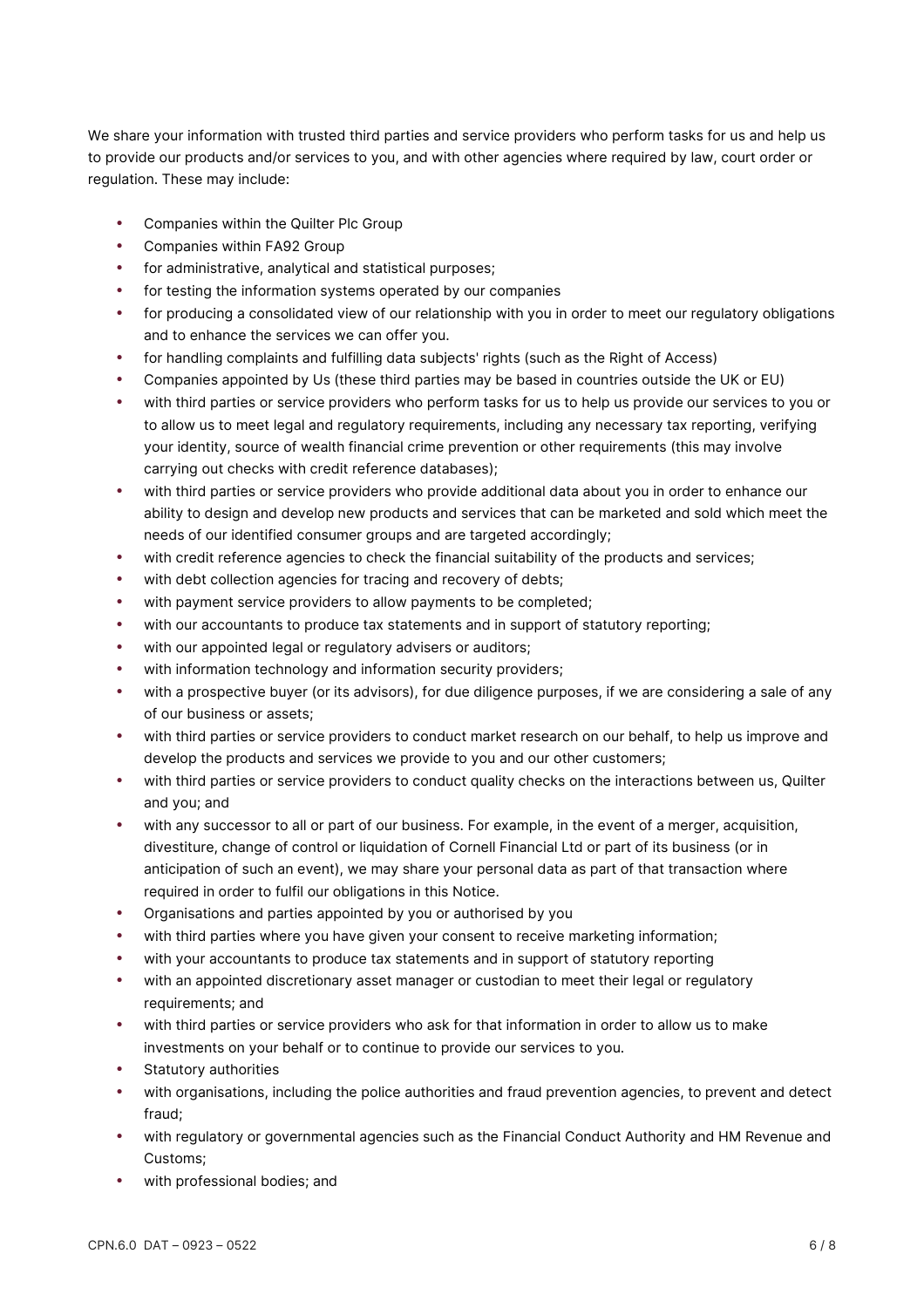We share your information with trusted third parties and service providers who perform tasks for us and help us to provide our products and/or services to you, and with other agencies where required by law, court order or regulation. These may include:

- Companies within the Quilter Plc Group
- Companies within FA92 Group
- for administrative, analytical and statistical purposes;
- for testing the information systems operated by our companies
- for producing a consolidated view of our relationship with you in order to meet our regulatory obligations and to enhance the services we can offer you.
- for handling complaints and fulfilling data subjects' rights (such as the Right of Access)
- Companies appointed by Us (these third parties may be based in countries outside the UK or EU)
- with third parties or service providers who perform tasks for us to help us provide our services to you or to allow us to meet legal and regulatory requirements, including any necessary tax reporting, verifying your identity, source of wealth financial crime prevention or other requirements (this may involve carrying out checks with credit reference databases);
- with third parties or service providers who provide additional data about you in order to enhance our ability to design and develop new products and services that can be marketed and sold which meet the needs of our identified consumer groups and are targeted accordingly;
- with credit reference agencies to check the financial suitability of the products and services;
- with debt collection agencies for tracing and recovery of debts;
- with payment service providers to allow payments to be completed;
- with our accountants to produce tax statements and in support of statutory reporting;
- with our appointed legal or regulatory advisers or auditors;
- with information technology and information security providers;
- with a prospective buyer (or its advisors), for due diligence purposes, if we are considering a sale of any of our business or assets;
- with third parties or service providers to conduct market research on our behalf, to help us improve and develop the products and services we provide to you and our other customers;
- with third parties or service providers to conduct quality checks on the interactions between us, Quilter and you; and
- with any successor to all or part of our business. For example, in the event of a merger, acquisition, divestiture, change of control or liquidation of Cornell Financial Ltd or part of its business (or in anticipation of such an event), we may share your personal data as part of that transaction where required in order to fulfil our obligations in this Notice.
- Organisations and parties appointed by you or authorised by you
- with third parties where you have given your consent to receive marketing information;
- with your accountants to produce tax statements and in support of statutory reporting
- with an appointed discretionary asset manager or custodian to meet their legal or regulatory requirements; and
- with third parties or service providers who ask for that information in order to allow us to make investments on your behalf or to continue to provide our services to you.
- Statutory authorities
- with organisations, including the police authorities and fraud prevention agencies, to prevent and detect fraud;
- with regulatory or governmental agencies such as the Financial Conduct Authority and HM Revenue and Customs;
- with professional bodies; and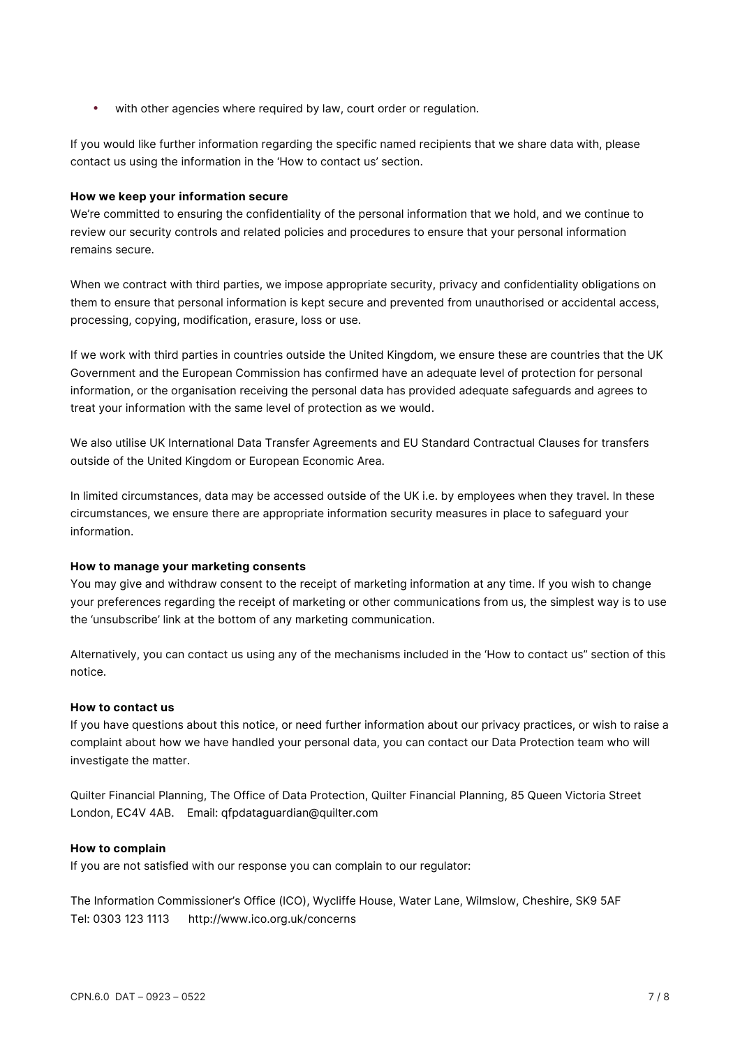- with other agencies where required by law, court order or regulation.

If you would like further information regarding the specific named recipients that we share data with, please contact us using the information in the 'How to contact us' section.

**How we keep your information secure**

We're committed to ensuring the confidentiality of the personal information that we hold, and we continue to review our security controls and related policies and procedures to ensure that your personal information remains secure.

When we contract with third parties, we impose appropriate security, privacy and confidentiality obligations on them to ensure that personal information is kept secure and prevented from unauthorised or accidental access, processing, copying, modification, erasure, loss or use.

If we work with third parties in countries outside the United Kingdom, we ensure these are countries that the UK Government and the European Commission has confirmed have an adequate level of protection for personal information, or the organisation receiving the personal data has provided adequate safeguards and agrees to treat your information with the same level of protection as we would.

We also utilise UK International Data Transfer Agreements and EU Standard Contractual Clauses for transfers outside of the United Kingdom or European Economic Area.

In limited circumstances, data may be accessed outside of the UK i.e. by employees when they travel. In these circumstances, we ensure there are appropriate information security measures in place to safeguard your information.

**How to manage your marketing consents**

You may give and withdraw consent to the receipt of marketing information at any time. If you wish to change your preferences regarding the receipt of marketing or other communications from us, the simplest way is to use the 'unsubscribe' link at the bottom of any marketing communication.

Alternatively, you can contact us using any of the mechanisms included in the 'How to contact us" section of this notice.

**How to contact us**

If you have questions about this notice, or need further information about our privacy practices, or wish to raise a complaint about how we have handled your personal data, you can contact our Data Protection team who will investigate the matter.

Quilter Financial Planning, The Office of Data Protection, Quilter Financial Planning, 85 Queen Victoria Street London, EC4V 4AB. Email: qfpdataguardian@quilter.com

**How to complain**

If you are not satisfied with our response you can complain to our regulator:

The Information Commissioner's Office (ICO), Wycliffe House, Water Lane, Wilmslow, Cheshire, SK9 5AF
Tel: 0303 123 1113 http://www.ico.org.uk/concerns

CPN.6.0 DAT – 0923 – 0522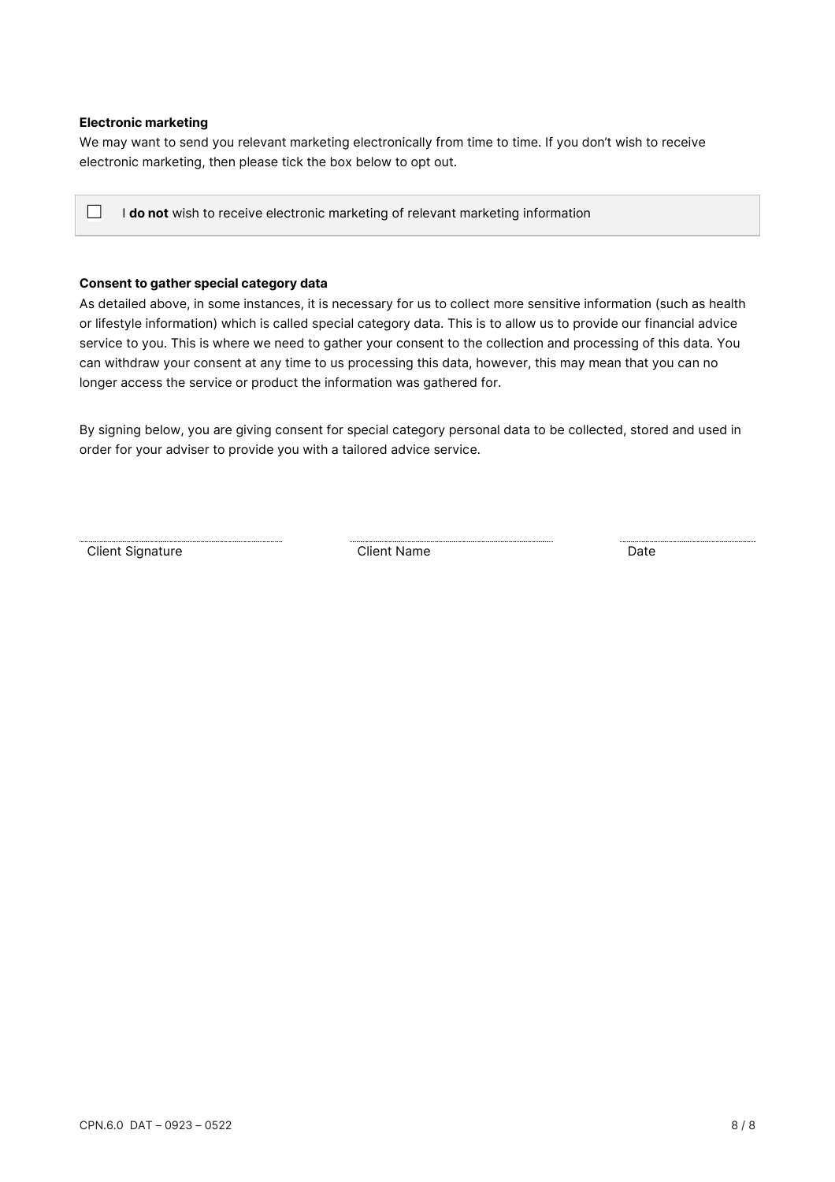**Electronic marketing**

We may want to send you relevant marketing electronically from time to time. If you don't wish to receive electronic marketing, then please tick the box below to opt out.

☐ I **do not** wish to receive electronic marketing of relevant marketing information

**Consent to gather special category data**

As detailed above, in some instances, it is necessary for us to collect more sensitive information (such as health or lifestyle information) which is called special category data. This is to allow us to provide our financial advice service to you. This is where we need to gather your consent to the collection and processing of this data. You can withdraw your consent at any time to us processing this data, however, this may mean that you can no longer access the service or product the information was gathered for.

By signing below, you are giving consent for special category personal data to be collected, stored and used in order for your adviser to provide you with a tailored advice service.

| | | |
|---|---|---|
| ............................ | ............................ | ............................ |
| Client Signature | Client Name | Date |

CPN.6.0 DAT – 0923 – 0522